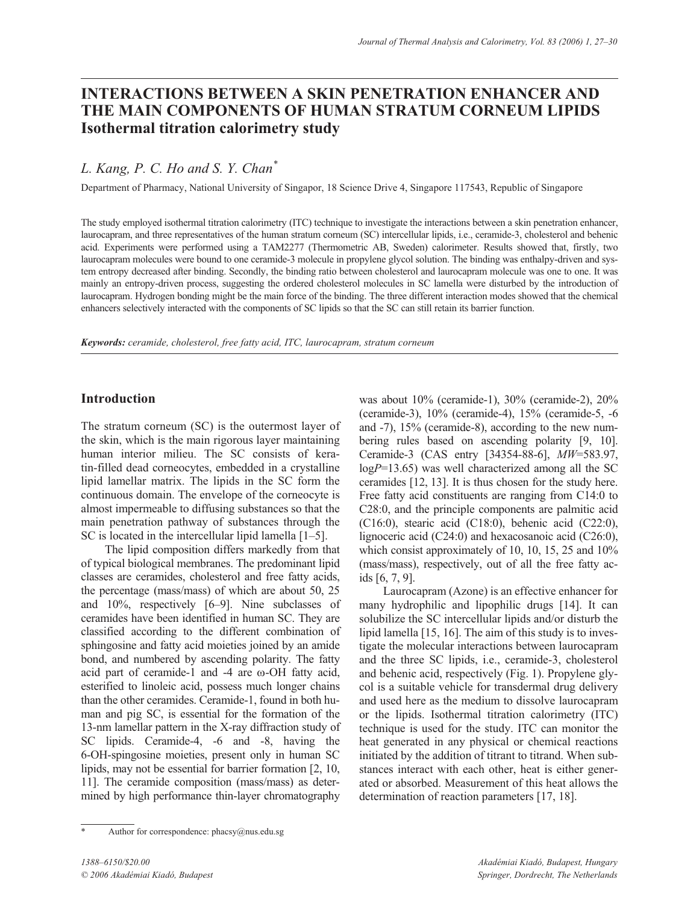# INTERACTIONS BETWEEN A SKIN PENETRATION ENHANCER AND THE MAIN COMPONENTS OF HUMAN STRATUM CORNEUM LIPIDS
## Isothermal titration calorimetry study

*L. Kang, P. C. Ho and S. Y. Chan*[*]

Department of Pharmacy, National University of Singapor, 18 Science Drive 4, Singapore 117543, Republic of Singapore

The study employed isothermal titration calorimetry (ITC) technique to investigate the interactions between a skin penetration enhancer, laurocapram, and three representatives of the human stratum corneum (SC) intercellular lipids, i.e., ceramide-3, cholesterol and behenic acid. Experiments were performed using a TAM2277 (Thermometric AB, Sweden) calorimeter. Results showed that, firstly, two laurocapram molecules were bound to one ceramide-3 molecule in propylene glycol solution. The binding was enthalpy-driven and system entropy decreased after binding. Secondly, the binding ratio between cholesterol and laurocapram molecule was one to one. It was mainly an entropy-driven process, suggesting the ordered cholesterol molecules in SC lamella were disturbed by the introduction of laurocapram. Hydrogen bonding might be the main force of the binding. The three different interaction modes showed that the chemical enhancers selectively interacted with the components of SC lipids so that the SC can still retain its barrier function.

***Keywords:*** *ceramide, cholesterol, free fatty acid, ITC, laurocapram, stratum corneum*

## Introduction

The stratum corneum (SC) is the outermost layer of the skin, which is the main rigorous layer maintaining human interior milieu. The SC consists of keratin-filled dead corneocytes, embedded in a crystalline lipid lamellar matrix. The lipids in the SC form the continuous domain. The envelope of the corneocyte is almost impermeable to diffusing substances so that the main penetration pathway of substances through the SC is located in the intercellular lipid lamella [1–5].

The lipid composition differs markedly from that of typical biological membranes. The predominant lipid classes are ceramides, cholesterol and free fatty acids, the percentage (mass/mass) of which are about 50, 25 and 10%, respectively [6–9]. Nine subclasses of ceramides have been identified in human SC. They are classified according to the different combination of sphingosine and fatty acid moieties joined by an amide bond, and numbered by ascending polarity. The fatty acid part of ceramide-1 and -4 are ω-OH fatty acid, esterified to linoleic acid, possess much longer chains than the other ceramides. Ceramide-1, found in both human and pig SC, is essential for the formation of the 13-nm lamellar pattern in the X-ray diffraction study of SC lipids. Ceramide-4, -6 and -8, having the 6-OH-spingosine moieties, present only in human SC lipids, may not be essential for barrier formation [2, 10, 11]. The ceramide composition (mass/mass) as determined by high performance thin-layer chromatography was about 10% (ceramide-1), 30% (ceramide-2), 20% (ceramide-3), 10% (ceramide-4), 15% (ceramide-5, -6 and -7), 15% (ceramide-8), according to the new numbering rules based on ascending polarity [9, 10]. Ceramide-3 (CAS entry [34354-88-6], *MW*=583.97, log*P*=13.65) was well characterized among all the SC ceramides [12, 13]. It is thus chosen for the study here. Free fatty acid constituents are ranging from C14:0 to C28:0, and the principle components are palmitic acid (C16:0), stearic acid (C18:0), behenic acid (C22:0), lignoceric acid (C24:0) and hexacosanoic acid (C26:0), which consist approximately of 10, 10, 15, 25 and 10% (mass/mass), respectively, out of all the free fatty acids [6, 7, 9].

Laurocapram (Azone) is an effective enhancer for many hydrophilic and lipophilic drugs [14]. It can solubilize the SC intercellular lipids and/or disturb the lipid lamella [15, 16]. The aim of this study is to investigate the molecular interactions between laurocapram and the three SC lipids, i.e., ceramide-3, cholesterol and behenic acid, respectively (Fig. 1). Propylene glycol is a suitable vehicle for transdermal drug delivery and used here as the medium to dissolve laurocapram or the lipids. Isothermal titration calorimetry (ITC) technique is used for the study. ITC can monitor the heat generated in any physical or chemical reactions initiated by the addition of titrant to titrand. When substances interact with each other, heat is either generated or absorbed. Measurement of this heat allows the determination of reaction parameters [17, 18].

---

[*] Author for correspondence: phacsy@nus.edu.sg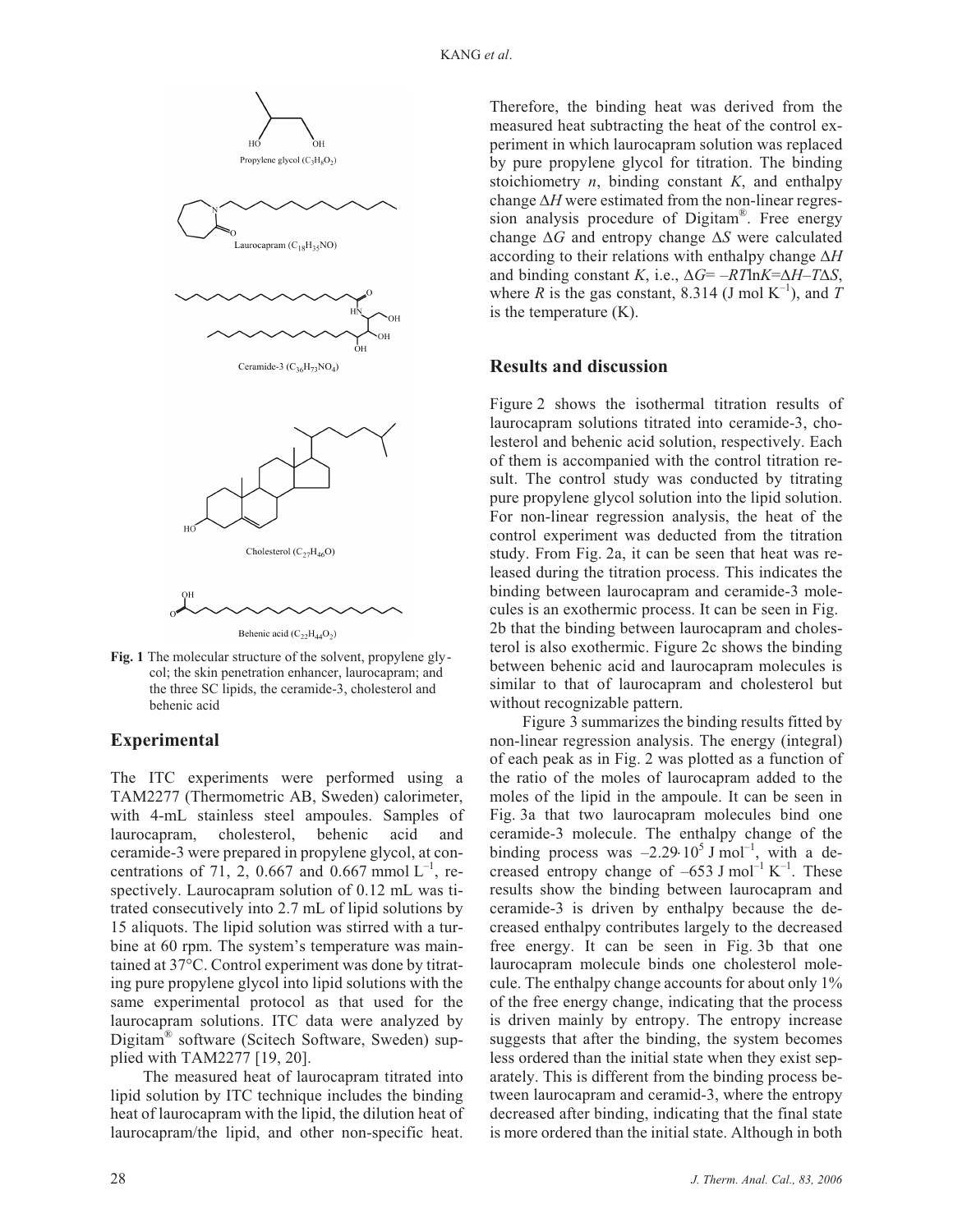Propylene glycol ($C_3H_8O_2$)

Laurocapram ($C_{18}H_{35}NO$)

Ceramide-3 ($C_{36}H_{73}NO_4$)

Cholesterol ($C_{27}H_{46}O$)

Behenic acid ($C_{22}H_{44}O_2$)

**Fig. 1** The molecular structure of the solvent, propylene glycol; the skin penetration enhancer, laurocapram; and the three SC lipids, the ceramide-3, cholesterol and behenic acid

## Experimental

The ITC experiments were performed using a TAM2277 (Thermometric AB, Sweden) calorimeter, with 4-mL stainless steel ampoules. Samples of laurocapram, cholesterol, behenic acid and ceramide-3 were prepared in propylene glycol, at concentrations of 71, 2, 0.667 and 0.667 mmol $L^{-1}$, respectively. Laurocapram solution of 0.12 mL was titrated consecutively into 2.7 mL of lipid solutions by 15 aliquots. The lipid solution was stirred with a turbine at 60 rpm. The system's temperature was maintained at 37°C. Control experiment was done by titrating pure propylene glycol into lipid solutions with the same experimental protocol as that used for the laurocapram solutions. ITC data were analyzed by Digitam® software (Scitech Software, Sweden) supplied with TAM2277 [19, 20].

The measured heat of laurocapram titrated into lipid solution by ITC technique includes the binding heat of laurocapram with the lipid, the dilution heat of laurocapram/the lipid, and other non-specific heat. Therefore, the binding heat was derived from the measured heat subtracting the heat of the control experiment in which laurocapram solution was replaced by pure propylene glycol for titration. The binding stoichiometry $n$, binding constant $K$, and enthalpy change $\Delta H$ were estimated from the non-linear regression analysis procedure of Digitam®. Free energy change $\Delta G$ and entropy change $\Delta S$ were calculated according to their relations with enthalpy change $\Delta H$ and binding constant $K$, i.e., $\Delta G = -RT\ln K = \Delta H - T\Delta S$, where $R$ is the gas constant, 8.314 (J mol $K^{-1}$), and $T$ is the temperature (K).

## Results and discussion

Figure 2 shows the isothermal titration results of laurocapram solutions titrated into ceramide-3, cholesterol and behenic acid solution, respectively. Each of them is accompanied with the control titration result. The control study was conducted by titrating pure propylene glycol solution into the lipid solution. For non-linear regression analysis, the heat of the control experiment was deducted from the titration study. From Fig. 2a, it can be seen that heat was released during the titration process. This indicates the binding between laurocapram and ceramide-3 molecules is an exothermic process. It can be seen in Fig. 2b that the binding between laurocapram and cholesterol is also exothermic. Figure 2c shows the binding between behenic acid and laurocapram molecules is similar to that of laurocapram and cholesterol but without recognizable pattern.

Figure 3 summarizes the binding results fitted by non-linear regression analysis. The energy (integral) of each peak as in Fig. 2 was plotted as a function of the ratio of the moles of laurocapram added to the moles of the lipid in the ampoule. It can be seen in Fig. 3a that two laurocapram molecules bind one ceramide-3 molecule. The enthalpy change of the binding process was $-2.29 \cdot 10^5$ J $mol^{-1}$, with a decreased entropy change of $-653$ J $mol^{-1}$ $K^{-1}$. These results show the binding between laurocapram and ceramide-3 is driven by enthalpy because the decreased enthalpy contributes largely to the decreased free energy. It can be seen in Fig. 3b that one laurocapram molecule binds one cholesterol molecule. The enthalpy change accounts for about only 1% of the free energy change, indicating that the process is driven mainly by entropy. The entropy increase suggests that after the binding, the system becomes less ordered than the initial state when they exist separately. This is different from the binding process between laurocapram and ceramid-3, where the entropy decreased after binding, indicating that the final state is more ordered than the initial state. Although in both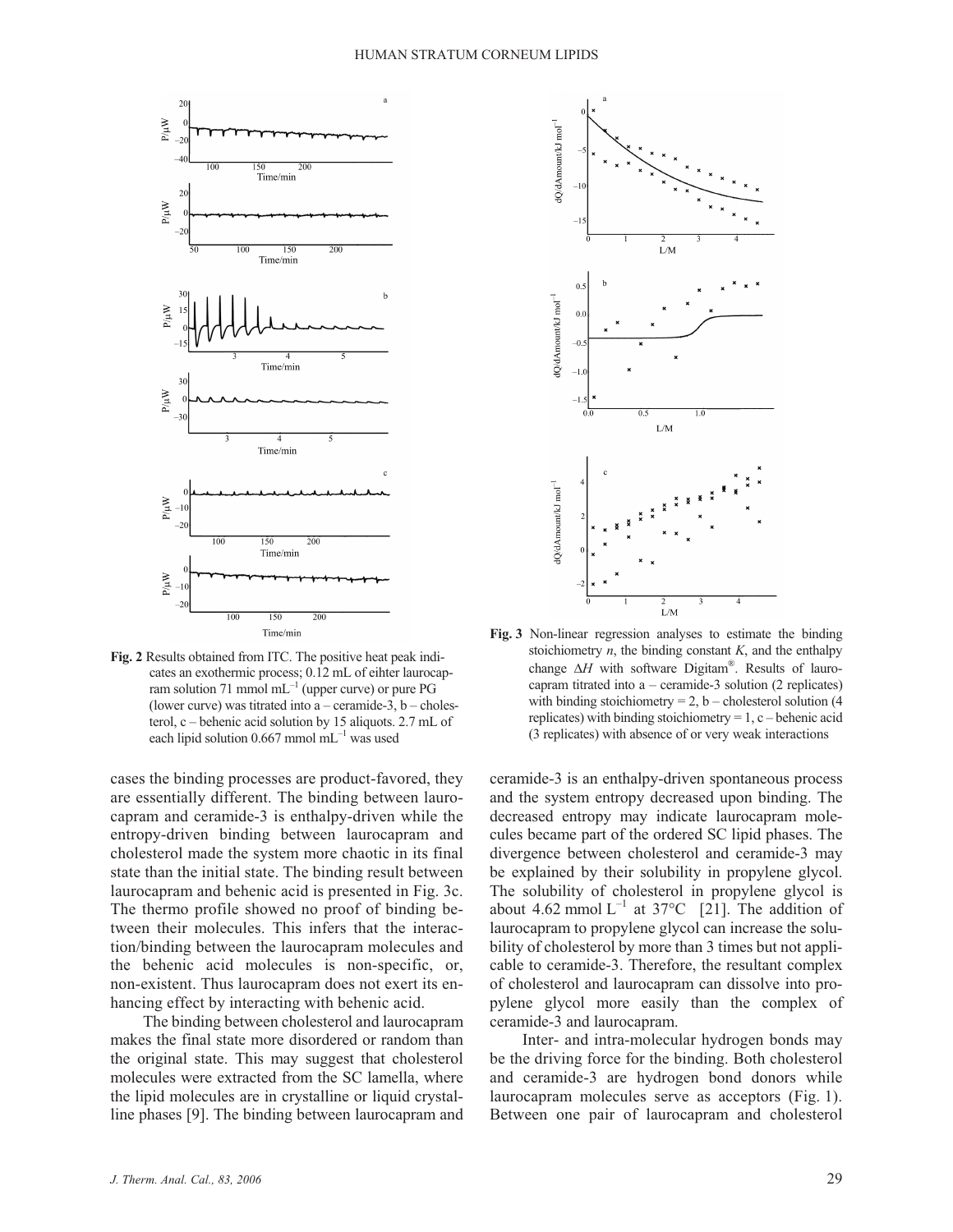**Fig. 2** Results obtained from ITC. The positive heat peak indicates an exothermic process; 0.12 mL of eihter laurocapram solution 71 mmol $mL^{-1}$ (upper curve) or pure PG (lower curve) was titrated into a – ceramide-3, b – cholesterol, c – behenic acid solution by 15 aliquots. 2.7 mL of each lipid solution 0.667 mmol $mL^{-1}$ was used

**Fig. 3** Non-linear regression analyses to estimate the binding stoichiometry $n$, the binding constant $K$, and the enthalpy change $\Delta H$ with software Digitam®. Results of laurocapram titrated into a – ceramide-3 solution (2 replicates) with binding stoichiometry = 2, b – cholesterol solution (4 replicates) with binding stoichiometry = 1, c – behenic acid (3 replicates) with absence of or very weak interactions

cases the binding processes are product-favored, they are essentially different. The binding between laurocapram and ceramide-3 is enthalpy-driven while the entropy-driven binding between laurocapram and cholesterol made the system more chaotic in its final state than the initial state. The binding result between laurocapram and behenic acid is presented in Fig. 3c. The thermo profile showed no proof of binding between their molecules. This infers that the interaction/binding between the laurocapram molecules and the behenic acid molecules is non-specific, or, non-existent. Thus laurocapram does not exert its enhancing effect by interacting with behenic acid.

The binding between cholesterol and laurocapram makes the final state more disordered or random than the original state. This may suggest that cholesterol molecules were extracted from the SC lamella, where the lipid molecules are in crystalline or liquid crystalline phases [9]. The binding between laurocapram and ceramide-3 is an enthalpy-driven spontaneous process and the system entropy decreased upon binding. The decreased entropy may indicate laurocapram molecules became part of the ordered SC lipid phases. The divergence between cholesterol and ceramide-3 may be explained by their solubility in propylene glycol. The solubility of cholesterol in propylene glycol is about 4.62 mmol $L^{-1}$ at 37°C [21]. The addition of laurocapram to propylene glycol can increase the solubility of cholesterol by more than 3 times but not applicable to ceramide-3. Therefore, the resultant complex of cholesterol and laurocapram can dissolve into propylene glycol more easily than the complex of ceramide-3 and laurocapram.

Inter- and intra-molecular hydrogen bonds may be the driving force for the binding. Both cholesterol and ceramide-3 are hydrogen bond donors while laurocapram molecules serve as acceptors (Fig. 1). Between one pair of laurocapram and cholesterol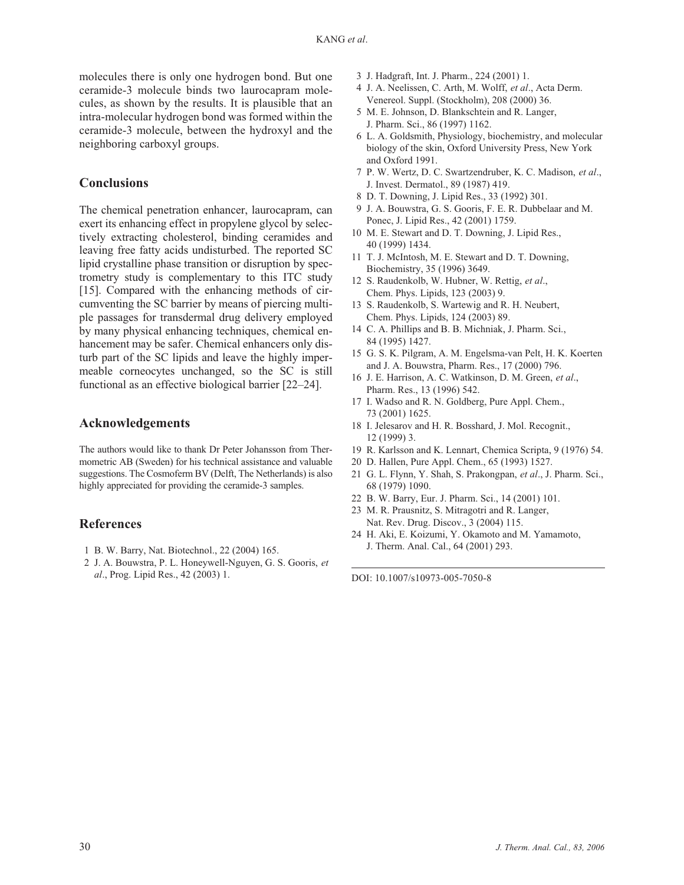molecules there is only one hydrogen bond. But one ceramide-3 molecule binds two laurocapram molecules, as shown by the results. It is plausible that an intra-molecular hydrogen bond was formed within the ceramide-3 molecule, between the hydroxyl and the neighboring carboxyl groups.

## Conclusions

The chemical penetration enhancer, laurocapram, can exert its enhancing effect in propylene glycol by selectively extracting cholesterol, binding ceramides and leaving free fatty acids undisturbed. The reported SC lipid crystalline phase transition or disruption by spectrometry study is complementary to this ITC study [15]. Compared with the enhancing methods of circumventing the SC barrier by means of piercing multiple passages for transdermal drug delivery employed by many physical enhancing techniques, chemical enhancement may be safer. Chemical enhancers only disturb part of the SC lipids and leave the highly impermeable corneocytes unchanged, so the SC is still functional as an effective biological barrier [22–24].

## Acknowledgements

The authors would like to thank Dr Peter Johansson from Thermometric AB (Sweden) for his technical assistance and valuable suggestions. The Cosmoferm BV (Delft, The Netherlands) is also highly appreciated for providing the ceramide-3 samples.

## References

1 B. W. Barry, Nat. Biotechnol., 22 (2004) 165.
2 J. A. Bouwstra, P. L. Honeywell-Nguyen, G. S. Gooris, *et al*., Prog. Lipid Res., 42 (2003) 1.
3 J. Hadgraft, Int. J. Pharm., 224 (2001) 1.
4 J. A. Neelissen, C. Arth, M. Wolff, *et al*., Acta Derm. Venereol. Suppl. (Stockholm), 208 (2000) 36.
5 M. E. Johnson, D. Blankschtein and R. Langer, J. Pharm. Sci., 86 (1997) 1162.
6 L. A. Goldsmith, Physiology, biochemistry, and molecular biology of the skin, Oxford University Press, New York and Oxford 1991.
7 P. W. Wertz, D. C. Swartzendruber, K. C. Madison, *et al*., J. Invest. Dermatol., 89 (1987) 419.
8 D. T. Downing, J. Lipid Res., 33 (1992) 301.
9 J. A. Bouwstra, G. S. Gooris, F. E. R. Dubbelaar and M. Ponec, J. Lipid Res., 42 (2001) 1759.
10 M. E. Stewart and D. T. Downing, J. Lipid Res., 40 (1999) 1434.
11 T. J. McIntosh, M. E. Stewart and D. T. Downing, Biochemistry, 35 (1996) 3649.
12 S. Raudenkolb, W. Hubner, W. Rettig, *et al*., Chem. Phys. Lipids, 123 (2003) 9.
13 S. Raudenkolb, S. Wartewig and R. H. Neubert, Chem. Phys. Lipids, 124 (2003) 89.
14 C. A. Phillips and B. B. Michniak, J. Pharm. Sci., 84 (1995) 1427.
15 G. S. K. Pilgram, A. M. Engelsma-van Pelt, H. K. Koerten and J. A. Bouwstra, Pharm. Res., 17 (2000) 796.
16 J. E. Harrison, A. C. Watkinson, D. M. Green, *et al*., Pharm. Res., 13 (1996) 542.
17 I. Wadso and R. N. Goldberg, Pure Appl. Chem., 73 (2001) 1625.
18 I. Jelesarov and H. R. Bosshard, J. Mol. Recognit., 12 (1999) 3.
19 R. Karlsson and K. Lennart, Chemica Scripta, 9 (1976) 54.
20 D. Hallen, Pure Appl. Chem., 65 (1993) 1527.
21 G. L. Flynn, Y. Shah, S. Prakongpan, *et al*., J. Pharm. Sci., 68 (1979) 1090.
22 B. W. Barry, Eur. J. Pharm. Sci., 14 (2001) 101.
23 M. R. Prausnitz, S. Mitragotri and R. Langer, Nat. Rev. Drug. Discov., 3 (2004) 115.
24 H. Aki, E. Koizumi, Y. Okamoto and M. Yamamoto, J. Therm. Anal. Cal., 64 (2001) 293.

DOI: 10.1007/s10973-005-7050-8